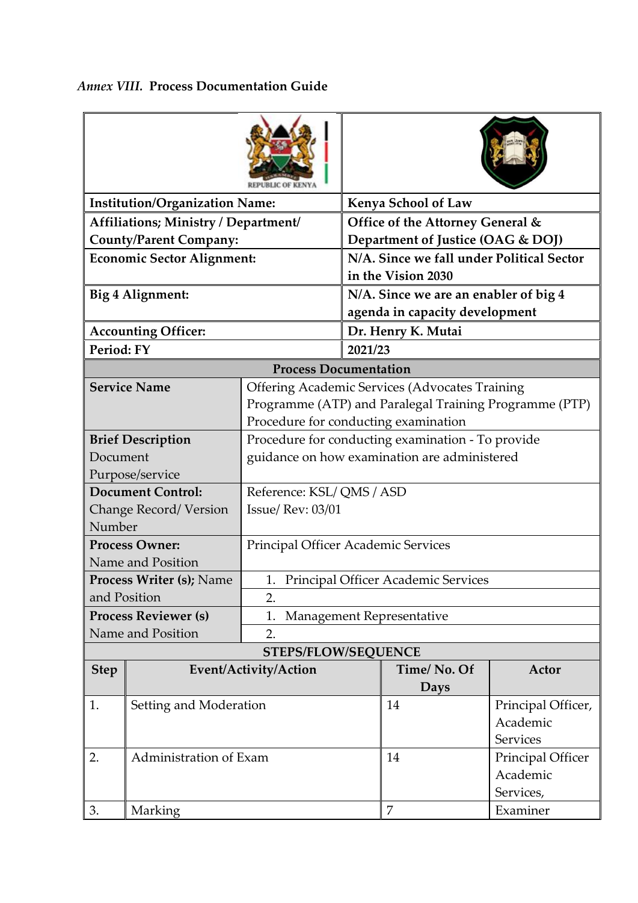*Annex VIII.* **Process Documentation Guide**

| | |
|---|---|
| **Institution/Organization Name:** | **Kenya School of Law** |
| **Affiliations; Ministry / Department/ County/Parent Company:** | **Office of the Attorney General & Department of Justice (OAG & DOJ)** |
| **Economic Sector Alignment:** | **N/A. Since we fall under Political Sector in the Vision 2030** |
| **Big 4 Alignment:** | **N/A. Since we are an enabler of big 4 agenda in capacity development** |
| **Accounting Officer:** | **Dr. Henry K. Mutai** |
| **Period: FY** | **2021/23** |

**Process Documentation**

| | |
|---|---|
| **Service Name** | Offering Academic Services (Advocates Training Programme (ATP) and Paralegal Training Programme (PTP) Procedure for conducting examination |
| **Brief Description** Document Purpose/service | Procedure for conducting examination - To provide guidance on how examination are administered |
| **Document Control:** Change Record/ Version Number | Reference: KSL/ QMS / ASD<br>Issue/ Rev: 03/01 |
| **Process Owner:** Name and Position | Principal Officer Academic Services |
| **Process Writer (s);** Name and Position | 1. Principal Officer Academic Services<br>2. |
| **Process Reviewer (s)** Name and Position | 1. Management Representative<br>2. |

**STEPS/FLOW/SEQUENCE**

| Step | Event/Activity/Action | Time/ No. Of Days | Actor |
|---|---|---|---|
| 1. | Setting and Moderation | 14 | Principal Officer, Academic Services |
| 2. | Administration of Exam | 14 | Principal Officer Academic Services, |
| 3. | Marking | 7 | Examiner |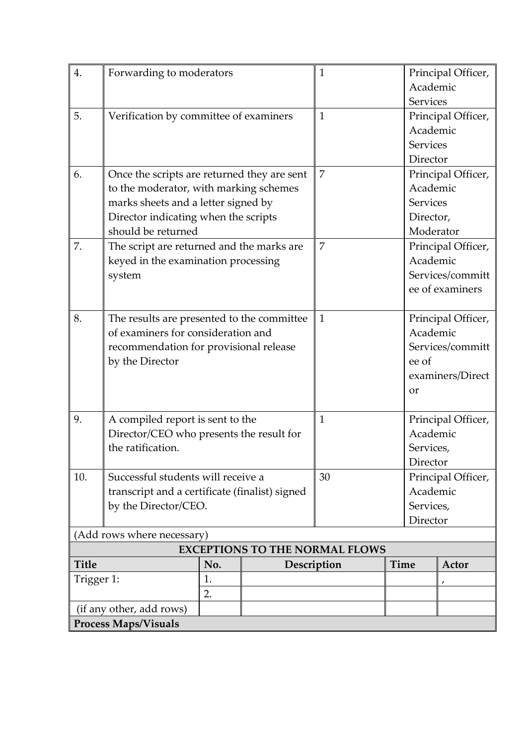| | | | |
|---|---|---|---|
| 4. | Forwarding to moderators | 1 | Principal Officer, Academic Services |
| 5. | Verification by committee of examiners | 1 | Principal Officer, Academic Services Director |
| 6. | Once the scripts are returned they are sent to the moderator, with marking schemes marks sheets and a letter signed by Director indicating when the scripts should be returned | 7 | Principal Officer, Academic Services Director, Moderator |
| 7. | The script are returned and the marks are keyed in the examination processing system | 7 | Principal Officer, Academic Services/committee of examiners |
| 8. | The results are presented to the committee of examiners for consideration and recommendation for provisional release by the Director | 1 | Principal Officer, Academic Services/committee of examiners/Director |
| 9. | A compiled report is sent to the Director/CEO who presents the result for the ratification. | 1 | Principal Officer, Academic Services, Director |
| 10. | Successful students will receive a transcript and a certificate (finalist) signed by the Director/CEO. | 30 | Principal Officer, Academic Services, Director |

(Add rows where necessary)

**EXCEPTIONS TO THE NORMAL FLOWS**

| Title | No. | Description | Time | Actor |
|---|---|---|---|---|
| Trigger 1: | 1. | | | , |
| | 2. | | | |
| (if any other, add rows) | | | | |

**Process Maps/Visuals**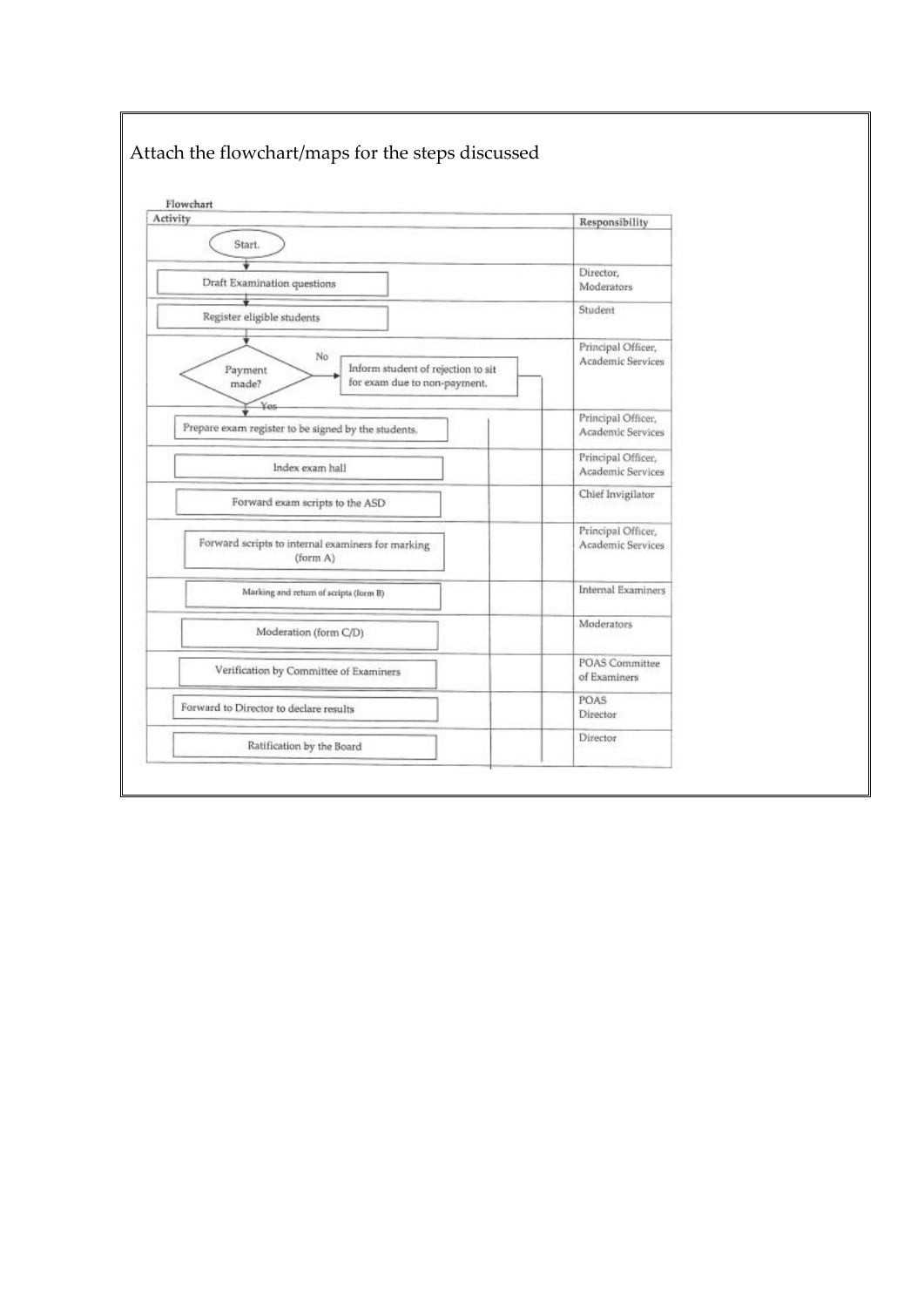Attach the flowchart/maps for the steps discussed

Flowchart

| Activity | Responsibility |
| --- | --- |
| Start. | |
| Draft Examination questions | Director, Moderators |
| Register eligible students | Student |
| Payment made? — No → Inform student of rejection to sit for exam due to non-payment. | Principal Officer, Academic Services |
| Yes → Prepare exam register to be signed by the students. | Principal Officer, Academic Services |
| Index exam hall | Principal Officer, Academic Services |
| Forward exam scripts to the ASD | Chief Invigilator |
| Forward scripts to internal examiners for marking (form A) | Principal Officer, Academic Services |
| Marking and return of scripts (form B) | Internal Examiners |
| Moderation (form C/D) | Moderators |
| Verification by Committee of Examiners | POAS Committee of Examiners |
| Forward to Director to declare results | POAS Director |
| Ratification by the Board | Director |